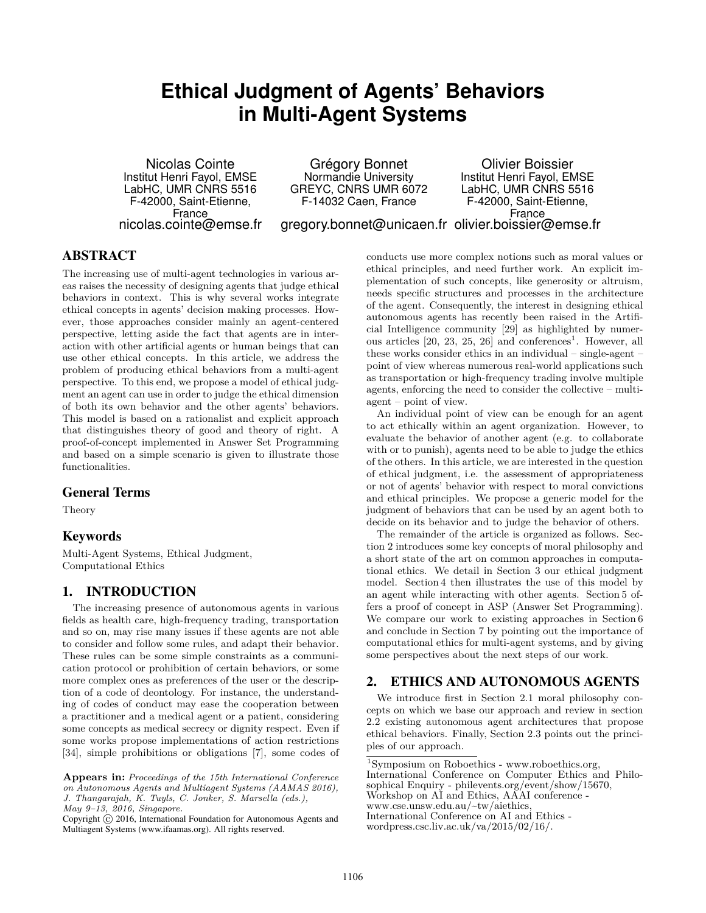# Ethical Judgment of Agents' Behaviors in Multi-Agent Systems

Nicolas Cointe
Institut Henri Fayol, EMSE
LabHC, UMR CNRS 5516
F-42000, Saint-Etienne, France
nicolas.cointe@emse.fr

Grégory Bonnet
Normandie University
GREYC, CNRS UMR 6072
F-14032 Caen, France
gregory.bonnet@unicaen.fr

Olivier Boissier
Institut Henri Fayol, EMSE
LabHC, UMR CNRS 5516
F-42000, Saint-Etienne, France
olivier.boissier@emse.fr

## ABSTRACT

The increasing use of multi-agent technologies in various areas raises the necessity of designing agents that judge ethical behaviors in context. This is why several works integrate ethical concepts in agents' decision making processes. However, those approaches consider mainly an agent-centered perspective, letting aside the fact that agents are in interaction with other artificial agents or human beings that can use other ethical concepts. In this article, we address the problem of producing ethical behaviors from a multi-agent perspective. To this end, we propose a model of ethical judgment an agent can use in order to judge the ethical dimension of both its own behavior and the other agents' behaviors. This model is based on a rationalist and explicit approach that distinguishes theory of good and theory of right. A proof-of-concept implemented in Answer Set Programming and based on a simple scenario is given to illustrate those functionalities.

### General Terms

Theory

### Keywords

Multi-Agent Systems, Ethical Judgment, Computational Ethics

## 1. INTRODUCTION

The increasing presence of autonomous agents in various fields as health care, high-frequency trading, transportation and so on, may rise many issues if these agents are not able to consider and follow some rules, and adapt their behavior. These rules can be some simple constraints as a communication protocol or prohibition of certain behaviors, or some more complex ones as preferences of the user or the description of a code of deontology. For instance, the understanding of codes of conduct may ease the cooperation between a practitioner and a medical agent or a patient, considering some concepts as medical secrecy or dignity respect. Even if some works propose implementations of action restrictions [34], simple prohibitions or obligations [7], some codes of conducts use more complex notions such as moral values or ethical principles, and need further work. An explicit implementation of such concepts, like generosity or altruism, needs specific structures and processes in the architecture of the agent. Consequently, the interest in designing ethical autonomous agents has recently been raised in the Artificial Intelligence community [29] as highlighted by numerous articles [20, 23, 25, 26] and conferences[1]. However, all these works consider ethics in an individual – single-agent – point of view whereas numerous real-world applications such as transportation or high-frequency trading involve multiple agents, enforcing the need to consider the collective – multi-agent – point of view.

An individual point of view can be enough for an agent to act ethically within an agent organization. However, to evaluate the behavior of another agent (e.g. to collaborate with or to punish), agents need to be able to judge the ethics of the others. In this article, we are interested in the question of ethical judgment, i.e. the assessment of appropriateness or not of agents' behavior with respect to moral convictions and ethical principles. We propose a generic model for the judgment of behaviors that can be used by an agent both to decide on its behavior and to judge the behavior of others.

The remainder of the article is organized as follows. Section 2 introduces some key concepts of moral philosophy and a short state of the art on common approaches in computational ethics. We detail in Section 3 our ethical judgment model. Section 4 then illustrates the use of this model by an agent while interacting with other agents. Section 5 offers a proof of concept in ASP (Answer Set Programming). We compare our work to existing approaches in Section 6 and conclude in Section 7 by pointing out the importance of computational ethics for multi-agent systems, and by giving some perspectives about the next steps of our work.

## 2. ETHICS AND AUTONOMOUS AGENTS

We introduce first in Section 2.1 moral philosophy concepts on which we base our approach and review in section 2.2 existing autonomous agent architectures that propose ethical behaviors. Finally, Section 2.3 points out the principles of our approach.

[1] Symposium on Roboethics - www.roboethics.org, International Conference on Computer Ethics and Philosophical Enquiry - philevents.org/event/show/15670, Workshop on AI and Ethics, AAAI conference - www.cse.unsw.edu.au/~tw/aiethics, International Conference on AI and Ethics - wordpress.csc.liv.ac.uk/va/2015/02/16/.

**Appears in:** *Proceedings of the 15th International Conference on Autonomous Agents and Multiagent Systems (AAMAS 2016), J. Thangarajah, K. Tuyls, C. Jonker, S. Marsella (eds.), May 9–13, 2016, Singapore.*
Copyright © 2016, International Foundation for Autonomous Agents and Multiagent Systems (www.ifaamas.org). All rights reserved.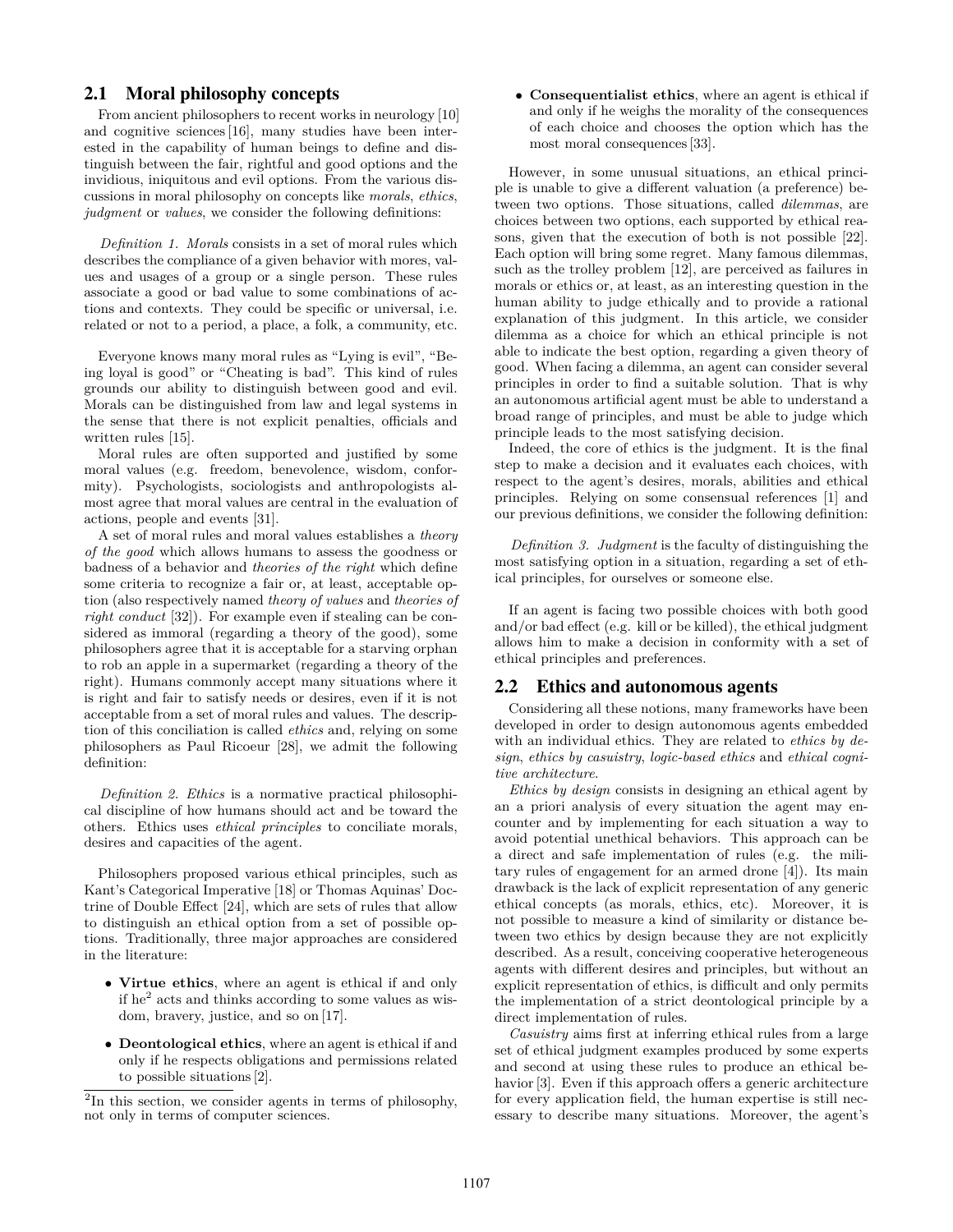## 2.1 Moral philosophy concepts

From ancient philosophers to recent works in neurology [10] and cognitive sciences [16], many studies have been interested in the capability of human beings to define and distinguish between the fair, rightful and good options and the invidious, iniquitous and evil options. From the various discussions in moral philosophy on concepts like *morals*, *ethics*, *judgment* or *values*, we consider the following definitions:

*Definition 1. Morals* consists in a set of moral rules which describes the compliance of a given behavior with mores, values and usages of a group or a single person. These rules associate a good or bad value to some combinations of actions and contexts. They could be specific or universal, i.e. related or not to a period, a place, a folk, a community, etc.

Everyone knows many moral rules as "Lying is evil", "Being loyal is good" or "Cheating is bad". This kind of rules grounds our ability to distinguish between good and evil. Morals can be distinguished from law and legal systems in the sense that there is not explicit penalties, officials and written rules [15].

Moral rules are often supported and justified by some moral values (e.g. freedom, benevolence, wisdom, conformity). Psychologists, sociologists and anthropologists almost agree that moral values are central in the evaluation of actions, people and events [31].

A set of moral rules and moral values establishes a *theory of the good* which allows humans to assess the goodness or badness of a behavior and *theories of the right* which define some criteria to recognize a fair or, at least, acceptable option (also respectively named *theory of values* and *theories of right conduct* [32]). For example even if stealing can be considered as immoral (regarding a theory of the good), some philosophers agree that it is acceptable for a starving orphan to rob an apple in a supermarket (regarding a theory of the right). Humans commonly accept many situations where it is right and fair to satisfy needs or desires, even if it is not acceptable from a set of moral rules and values. The description of this conciliation is called *ethics* and, relying on some philosophers as Paul Ricoeur [28], we admit the following definition:

*Definition 2. Ethics* is a normative practical philosophical discipline of how humans should act and be toward the others. Ethics uses *ethical principles* to conciliate morals, desires and capacities of the agent.

Philosophers proposed various ethical principles, such as Kant's Categorical Imperative [18] or Thomas Aquinas' Doctrine of Double Effect [24], which are sets of rules that allow to distinguish an ethical option from a set of possible options. Traditionally, three major approaches are considered in the literature:

- **Virtue ethics**, where an agent is ethical if and only if he[2] acts and thinks according to some values as wisdom, bravery, justice, and so on [17].
- **Deontological ethics**, where an agent is ethical if and only if he respects obligations and permissions related to possible situations [2].
- **Consequentialist ethics**, where an agent is ethical if and only if he weighs the morality of the consequences of each choice and chooses the option which has the most moral consequences [33].

[2] In this section, we consider agents in terms of philosophy, not only in terms of computer sciences.

However, in some unusual situations, an ethical principle is unable to give a different valuation (a preference) between two options. Those situations, called *dilemmas*, are choices between two options, each supported by ethical reasons, given that the execution of both is not possible [22]. Each option will bring some regret. Many famous dilemmas, such as the trolley problem [12], are perceived as failures in morals or ethics or, at least, as an interesting question in the human ability to judge ethically and to provide a rational explanation of this judgment. In this article, we consider dilemma as a choice for which an ethical principle is not able to indicate the best option, regarding a given theory of good. When facing a dilemma, an agent can consider several principles in order to find a suitable solution. That is why an autonomous artificial agent must be able to understand a broad range of principles, and must be able to judge which principle leads to the most satisfying decision.

Indeed, the core of ethics is the judgment. It is the final step to make a decision and it evaluates each choices, with respect to the agent's desires, morals, abilities and ethical principles. Relying on some consensual references [1] and our previous definitions, we consider the following definition:

*Definition 3. Judgment* is the faculty of distinguishing the most satisfying option in a situation, regarding a set of ethical principles, for ourselves or someone else.

If an agent is facing two possible choices with both good and/or bad effect (e.g. kill or be killed), the ethical judgment allows him to make a decision in conformity with a set of ethical principles and preferences.

## 2.2 Ethics and autonomous agents

Considering all these notions, many frameworks have been developed in order to design autonomous agents embedded with an individual ethics. They are related to *ethics by design*, *ethics by casuistry*, *logic-based ethics* and *ethical cognitive architecture*.

*Ethics by design* consists in designing an ethical agent by an a priori analysis of every situation the agent may encounter and by implementing for each situation a way to avoid potential unethical behaviors. This approach can be a direct and safe implementation of rules (e.g. the military rules of engagement for an armed drone [4]). Its main drawback is the lack of explicit representation of any generic ethical concepts (as morals, ethics, etc). Moreover, it is not possible to measure a kind of similarity or distance between two ethics by design because they are not explicitly described. As a result, conceiving cooperative heterogeneous agents with different desires and principles, but without an explicit representation of ethics, is difficult and only permits the implementation of a strict deontological principle by a direct implementation of rules.

*Casuistry* aims first at inferring ethical rules from a large set of ethical judgment examples produced by some experts and second at using these rules to produce an ethical behavior [3]. Even if this approach offers a generic architecture for every application field, the human expertise is still necessary to describe many situations. Moreover, the agent's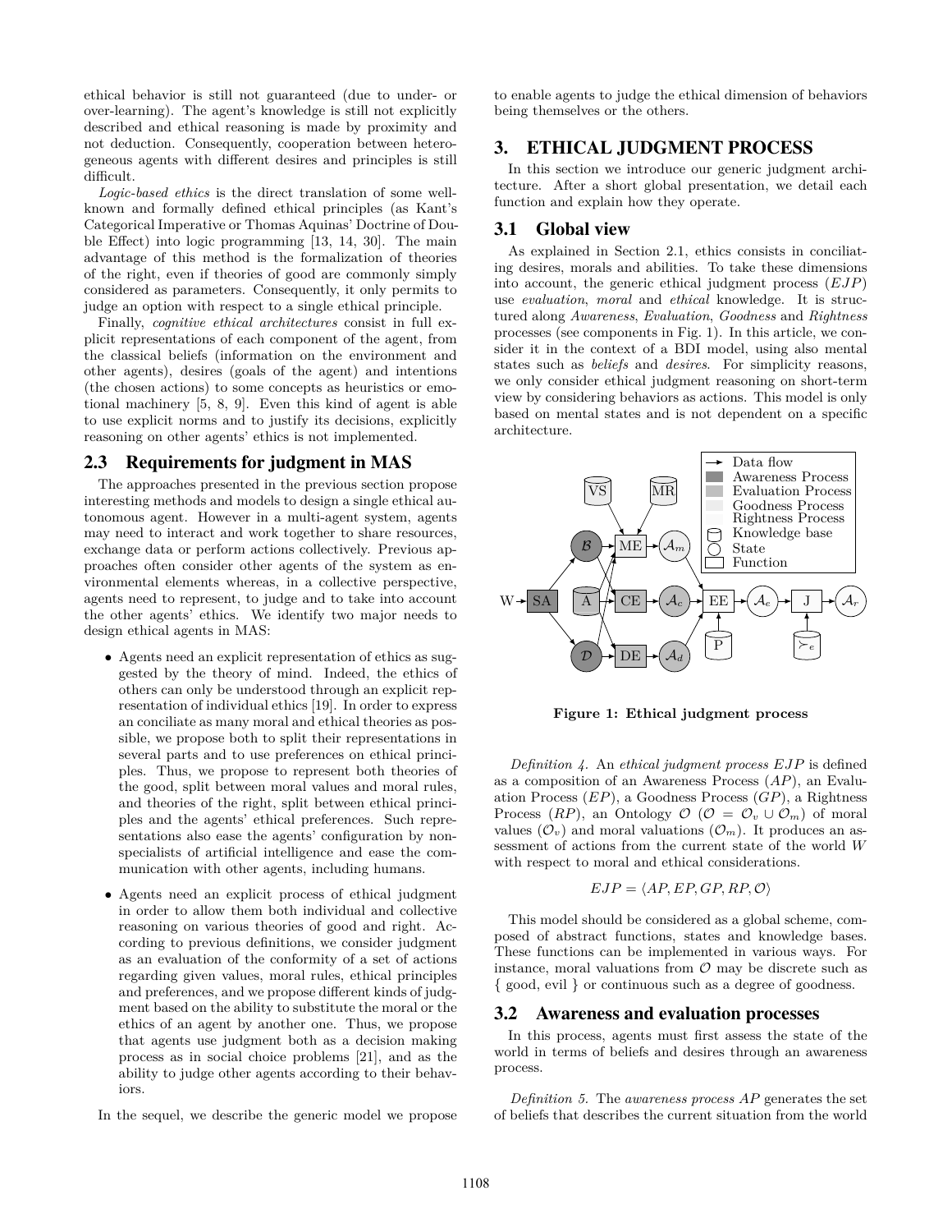ethical behavior is still not guaranteed (due to under- or over-learning). The agent's knowledge is still not explicitly described and ethical reasoning is made by proximity and not deduction. Consequently, cooperation between heterogeneous agents with different desires and principles is still difficult.

*Logic-based ethics* is the direct translation of some well-known and formally defined ethical principles (as Kant's Categorical Imperative or Thomas Aquinas' Doctrine of Double Effect) into logic programming [13, 14, 30]. The main advantage of this method is the formalization of theories of the right, even if theories of good are commonly simply considered as parameters. Consequently, it only permits to judge an option with respect to a single ethical principle.

Finally, *cognitive ethical architectures* consist in full explicit representations of each component of the agent, from the classical beliefs (information on the environment and other agents), desires (goals of the agent) and intentions (the chosen actions) to some concepts as heuristics or emotional machinery [5, 8, 9]. Even this kind of agent is able to use explicit norms and to justify its decisions, explicitly reasoning on other agents' ethics is not implemented.

## 2.3 Requirements for judgment in MAS

The approaches presented in the previous section propose interesting methods and models to design a single ethical autonomous agent. However in a multi-agent system, agents may need to interact and work together to share resources, exchange data or perform actions collectively. Previous approaches often consider other agents of the system as environmental elements whereas, in a collective perspective, agents need to represent, to judge and to take into account the other agents' ethics. We identify two major needs to design ethical agents in MAS:

- Agents need an explicit representation of ethics as suggested by the theory of mind. Indeed, the ethics of others can only be understood through an explicit representation of individual ethics [19]. In order to express an conciliate as many moral and ethical theories as possible, we propose both to split their representations in several parts and to use preferences on ethical principles. Thus, we propose to represent both theories of the good, split between moral values and moral rules, and theories of the right, split between ethical principles and the agents' ethical preferences. Such representations also ease the agents' configuration by non-specialists of artificial intelligence and ease the communication with other agents, including humans.
- Agents need an explicit process of ethical judgment in order to allow them both individual and collective reasoning on various theories of good and right. According to previous definitions, we consider judgment as an evaluation of the conformity of a set of actions regarding given values, moral rules, ethical principles and preferences, and we propose different kinds of judgment based on the ability to substitute the moral or the ethics of an agent by another one. Thus, we propose that agents use judgment both as a decision making process as in social choice problems [21], and as the ability to judge other agents according to their behaviors.

In the sequel, we describe the generic model we propose to enable agents to judge the ethical dimension of behaviors being themselves or the others.

# 3. ETHICAL JUDGMENT PROCESS

In this section we introduce our generic judgment architecture. After a short global presentation, we detail each function and explain how they operate.

## 3.1 Global view

As explained in Section 2.1, ethics consists in conciliating desires, morals and abilities. To take these dimensions into account, the generic ethical judgment process ($EJP$) use *evaluation*, *moral* and *ethical* knowledge. It is structured along *Awareness*, *Evaluation*, *Goodness* and *Rightness* processes (see components in Fig. 1). In this article, we consider it in the context of a BDI model, using also mental states such as *beliefs* and *desires*. For simplicity reasons, we only consider ethical judgment reasoning on short-term view by considering behaviors as actions. This model is only based on mental states and is not dependent on a specific architecture.

**Figure 1: Ethical judgment process**

*Definition 4.* An *ethical judgment process* $EJP$ is defined as a composition of an Awareness Process ($AP$), an Evaluation Process ($EP$), a Goodness Process ($GP$), a Rightness Process ($RP$), an Ontology $\mathcal{O}$ ($\mathcal{O} = \mathcal{O}_v \cup \mathcal{O}_m$) of moral values ($\mathcal{O}_v$) and moral valuations ($\mathcal{O}_m$). It produces an assessment of actions from the current state of the world $W$ with respect to moral and ethical considerations.

$$EJP = \langle AP, EP, GP, RP, \mathcal{O} \rangle$$

This model should be considered as a global scheme, composed of abstract functions, states and knowledge bases. These functions can be implemented in various ways. For instance, moral valuations from $\mathcal{O}$ may be discrete such as { good, evil } or continuous such as a degree of goodness.

## 3.2 Awareness and evaluation processes

In this process, agents must first assess the state of the world in terms of beliefs and desires through an awareness process.

*Definition 5.* The *awareness process* $AP$ generates the set of beliefs that describes the current situation from the world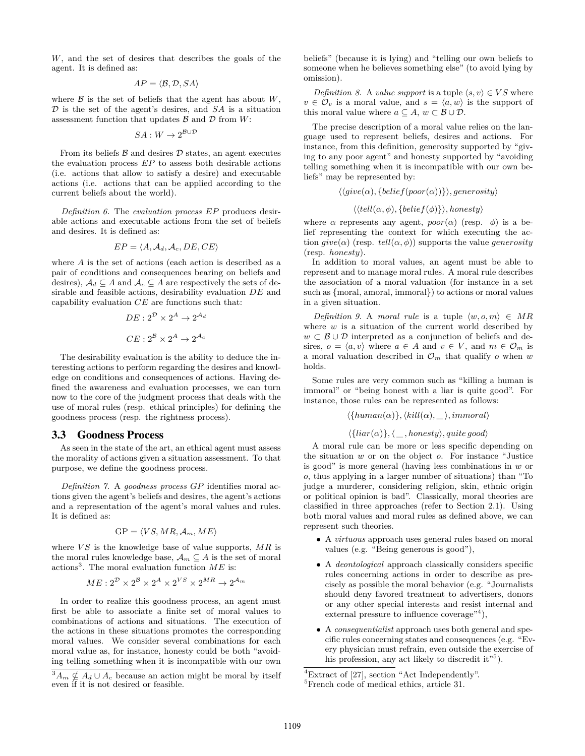$W$, and the set of desires that describes the goals of the agent. It is defined as:

$$AP = \langle \mathcal{B}, \mathcal{D}, SA \rangle$$

where $\mathcal{B}$ is the set of beliefs that the agent has about $W$, $\mathcal{D}$ is the set of the agent's desires, and $SA$ is a situation assessment function that updates $\mathcal{B}$ and $\mathcal{D}$ from $W$:

$$SA : W \rightarrow 2^{\mathcal{B} \cup \mathcal{D}}$$

From its beliefs $\mathcal{B}$ and desires $\mathcal{D}$ states, an agent executes the evaluation process $EP$ to assess both desirable actions (i.e. actions that allow to satisfy a desire) and executable actions (i.e. actions that can be applied according to the current beliefs about the world).

*Definition 6.* The *evaluation process* $EP$ produces desirable actions and executable actions from the set of beliefs and desires. It is defined as:

$$EP = \langle A, \mathcal{A}_d, \mathcal{A}_c, DE, CE \rangle$$

where $A$ is the set of actions (each action is described as a pair of conditions and consequences bearing on beliefs and desires), $\mathcal{A}_d \subseteq A$ and $\mathcal{A}_c \subseteq A$ are respectively the sets of desirable and feasible actions, desirability evaluation $DE$ and capability evaluation $CE$ are functions such that:

$$DE : 2^{\mathcal{D}} \times 2^{A} \rightarrow 2^{\mathcal{A}_d}$$

$$CE : 2^{\mathcal{B}} \times 2^{A} \rightarrow 2^{\mathcal{A}_c}$$

The desirability evaluation is the ability to deduce the interesting actions to perform regarding the desires and knowledge on conditions and consequences of actions. Having defined the awareness and evaluation processes, we can turn now to the core of the judgment process that deals with the use of moral rules (resp. ethical principles) for defining the goodness process (resp. the rightness process).

## 3.3 Goodness Process

As seen in the state of the art, an ethical agent must assess the morality of actions given a situation assessment. To that purpose, we define the goodness process.

*Definition 7.* A *goodness process* $GP$ identifies moral actions given the agent's beliefs and desires, the agent's actions and a representation of the agent's moral values and rules. It is defined as:

$$\mathrm{GP} = \langle VS, MR, \mathcal{A}_m, ME \rangle$$

where $VS$ is the knowledge base of value supports, $MR$ is the moral rules knowledge base, $\mathcal{A}_m \subseteq A$ is the set of moral actions[3]. The moral evaluation function $ME$ is:

$$ME : 2^{\mathcal{D}} \times 2^{\mathcal{B}} \times 2^{A} \times 2^{VS} \times 2^{MR} \rightarrow 2^{\mathcal{A}_m}$$

In order to realize this goodness process, an agent must first be able to associate a finite set of moral values to combinations of actions and situations. The execution of the actions in these situations promotes the corresponding moral values. We consider several combinations for each moral value as, for instance, honesty could be both "avoiding telling something when it is incompatible with our own beliefs" (because it is lying) and "telling our own beliefs to someone when he believes something else" (to avoid lying by omission).

*Definition 8.* A *value support* is a tuple $\langle s, v \rangle \in VS$ where $v \in \mathcal{O}_v$ is a moral value, and $s = \langle a, w \rangle$ is the support of this moral value where $a \subseteq A$, $w \subset \mathcal{B} \cup \mathcal{D}$.

The precise description of a moral value relies on the language used to represent beliefs, desires and actions. For instance, from this definition, generosity supported by "giving to any poor agent" and honesty supported by "avoiding telling something when it is incompatible with our own beliefs" may be represented by:

$$\langle \langle give(\alpha), \{belief(poor(\alpha))\} \rangle, generosity \rangle$$

$$\langle \langle tell(\alpha, \phi), \{belief(\phi)\} \rangle, honesty \rangle$$

where $\alpha$ represents any agent, $poor(\alpha)$ (resp. $\phi$) is a belief representing the context for which executing the action $give(\alpha)$ (resp. $tell(\alpha, \phi)$) supports the value *generosity* (resp. *honesty*).

In addition to moral values, an agent must be able to represent and to manage moral rules. A moral rule describes the association of a moral valuation (for instance in a set such as {moral, amoral, immoral}) to actions or moral values in a given situation.

*Definition 9.* A *moral rule* is a tuple $\langle w, o, m \rangle \in MR$ where $w$ is a situation of the current world described by $w \subset \mathcal{B} \cup \mathcal{D}$ interpreted as a conjunction of beliefs and desires, $o = \langle a, v \rangle$ where $a \in A$ and $v \in V$, and $m \in \mathcal{O}_m$ is a moral valuation described in $\mathcal{O}_m$ that qualify $o$ when $w$ holds.

Some rules are very common such as "killing a human is immoral" or "being honest with a liar is quite good". For instance, those rules can be represented as follows:

$$\langle \{human(\alpha)\}, \langle kill(\alpha), \_ \rangle, immoral \rangle$$

$$\langle \{liar(\alpha)\}, \langle \_, honesty \rangle, quite\,good \rangle$$

A moral rule can be more or less specific depending on the situation $w$ or on the object $o$. For instance "Justice is good" is more general (having less combinations in $w$ or $o$, thus applying in a larger number of situations) than "To judge a murderer, considering religion, skin, ethnic origin or political opinion is bad". Classically, moral theories are classified in three approaches (refer to Section 2.1). Using both moral values and moral rules as defined above, we can represent such theories.

- A *virtuous* approach uses general rules based on moral values (e.g. "Being generous is good"),
- A *deontological* approach classically considers specific rules concerning actions in order to describe as precisely as possible the moral behavior (e.g. "Journalists should deny favored treatment to advertisers, donors or any other special interests and resist internal and external pressure to influence coverage"[4]),
- A *consequentialist* approach uses both general and specific rules concerning states and consequences (e.g. "Every physician must refrain, even outside the exercise of his profession, any act likely to discredit it"[5]).

[3] $A_m \not\subseteq A_d \cup A_c$ because an action might be moral by itself even if it is not desired or feasible.

[4] Extract of [27], section "Act Independently".

[5] French code of medical ethics, article 31.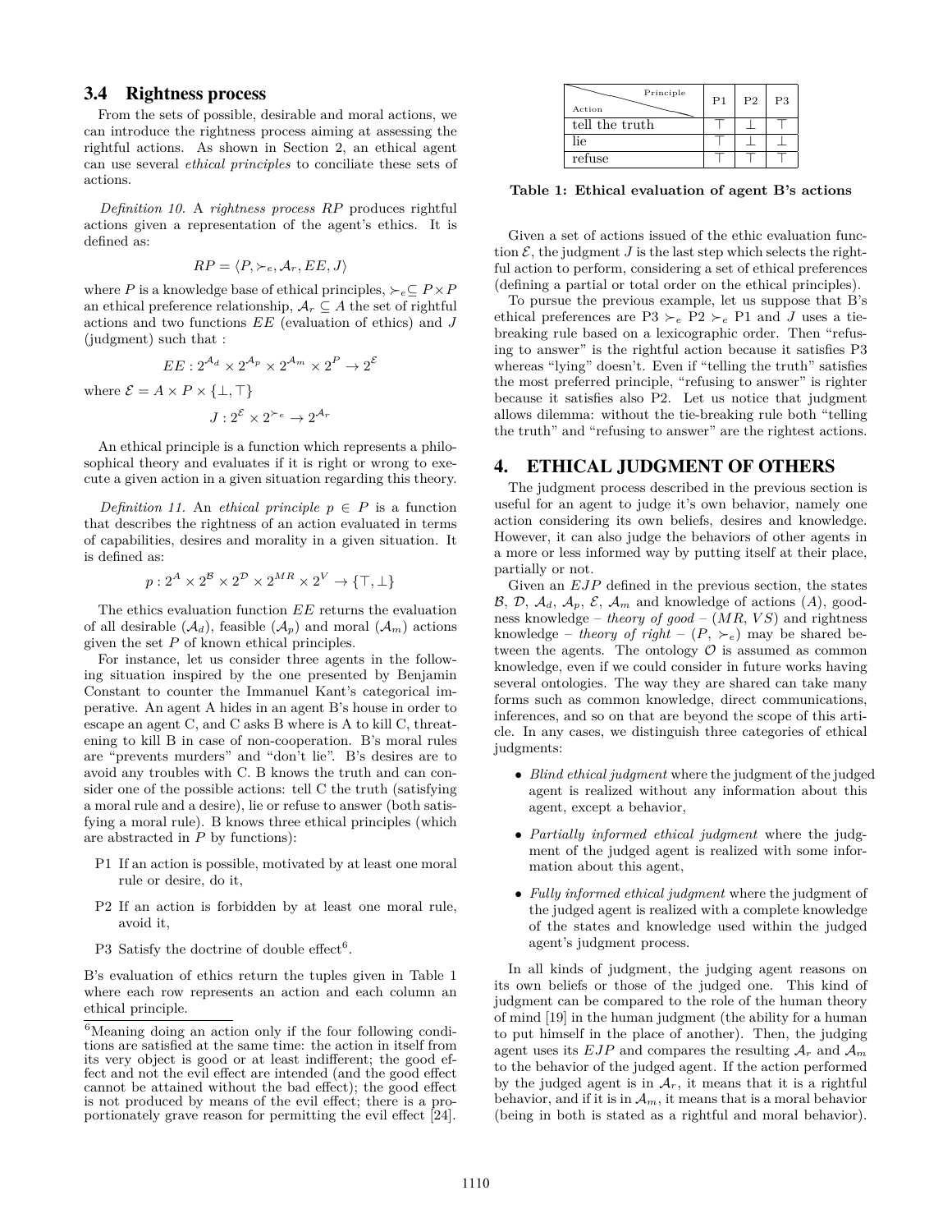### 3.4 Rightness process

From the sets of possible, desirable and moral actions, we can introduce the rightness process aiming at assessing the rightful actions. As shown in Section 2, an ethical agent can use several *ethical principles* to conciliate these sets of actions.

*Definition 10.* A *rightness process* $RP$ produces rightful actions given a representation of the agent's ethics. It is defined as:

$$RP = \langle P, \succ_e, \mathcal{A}_r, EE, J \rangle$$

where $P$ is a knowledge base of ethical principles, $\succ_e \subseteq P \times P$ an ethical preference relationship, $\mathcal{A}_r \subseteq A$ the set of rightful actions and two functions $EE$ (evaluation of ethics) and $J$ (judgment) such that :

$$EE : 2^{\mathcal{A}_d} \times 2^{\mathcal{A}_p} \times 2^{\mathcal{A}_m} \times 2^P \rightarrow 2^{\mathcal{E}}$$

where $\mathcal{E} = A \times P \times \{\bot, \top\}$

$$J : 2^{\mathcal{E}} \times 2^{\succ_e} \rightarrow 2^{\mathcal{A}_r}$$

An ethical principle is a function which represents a philosophical theory and evaluates if it is right or wrong to execute a given action in a given situation regarding this theory.

*Definition 11.* An *ethical principle* $p \in P$ is a function that describes the rightness of an action evaluated in terms of capabilities, desires and morality in a given situation. It is defined as:

$$p : 2^A \times 2^{\mathcal{B}} \times 2^{\mathcal{D}} \times 2^{MR} \times 2^V \rightarrow \{\top, \bot\}$$

The ethics evaluation function $EE$ returns the evaluation of all desirable ($\mathcal{A}_d$), feasible ($\mathcal{A}_p$) and moral ($\mathcal{A}_m$) actions given the set $P$ of known ethical principles.

For instance, let us consider three agents in the following situation inspired by the one presented by Benjamin Constant to counter the Immanuel Kant's categorical imperative. An agent A hides in an agent B's house in order to escape an agent C, and C asks B where is A to kill C, threatening to kill B in case of non-cooperation. B's moral rules are "prevents murders" and "don't lie". B's desires are to avoid any troubles with C. B knows the truth and can consider one of the possible actions: tell C the truth (satisfying a moral rule and a desire), lie or refuse to answer (both satisfying a moral rule). B knows three ethical principles (which are abstracted in $P$ by functions):

- P1 If an action is possible, motivated by at least one moral rule or desire, do it,
- P2 If an action is forbidden by at least one moral rule, avoid it,
- P3 Satisfy the doctrine of double effect[6].

B's evaluation of ethics return the tuples given in Table 1 where each row represents an action and each column an ethical principle.

[6] Meaning doing an action only if the four following conditions are satisfied at the same time: the action in itself from its very object is good or at least indifferent; the good effect and not the evil effect are intended (and the good effect cannot be attained without the bad effect); the good effect is not produced by means of the evil effect; there is a proportionately grave reason for permitting the evil effect [24].

| Action \ Principle | P1 | P2 | P3 |
|---|---|---|---|
| tell the truth | $\top$ | $\bot$ | $\top$ |
| lie | $\top$ | $\bot$ | $\bot$ |
| refuse | $\top$ | $\top$ | $\top$ |

**Table 1: Ethical evaluation of agent B's actions**

Given a set of actions issued of the ethic evaluation function $\mathcal{E}$, the judgment $J$ is the last step which selects the rightful action to perform, considering a set of ethical preferences (defining a partial or total order on the ethical principles).

To pursue the previous example, let us suppose that B's ethical preferences are P3 $\succ_e$ P2 $\succ_e$ P1 and $J$ uses a tie-breaking rule based on a lexicographic order. Then "refusing to answer" is the rightful action because it satisfies P3 whereas "lying" doesn't. Even if "telling the truth" satisfies the most preferred principle, "refusing to answer" is righter because it satisfies also P2. Let us notice that judgment allows dilemma: without the tie-breaking rule both "telling the truth" and "refusing to answer" are the rightest actions.

## 4. ETHICAL JUDGMENT OF OTHERS

The judgment process described in the previous section is useful for an agent to judge it's own behavior, namely one action considering its own beliefs, desires and knowledge. However, it can also judge the behaviors of other agents in a more or less informed way by putting itself at their place, partially or not.

Given an $EJP$ defined in the previous section, the states $\mathcal{B}$, $\mathcal{D}$, $\mathcal{A}_d$, $\mathcal{A}_p$, $\mathcal{E}$, $\mathcal{A}_m$ and knowledge of actions ($A$), goodness knowledge – *theory of good* – ($MR$, $VS$) and rightness knowledge – *theory of right* – ($P$, $\succ_e$) may be shared between the agents. The ontology $\mathcal{O}$ is assumed as common knowledge, even if we could consider in future works having several ontologies. The way they are shared can take many forms such as common knowledge, direct communications, inferences, and so on that are beyond the scope of this article. In any cases, we distinguish three categories of ethical judgments:

- *Blind ethical judgment* where the judgment of the judged agent is realized without any information about this agent, except a behavior,
- *Partially informed ethical judgment* where the judgment of the judged agent is realized with some information about this agent,
- *Fully informed ethical judgment* where the judgment of the judged agent is realized with a complete knowledge of the states and knowledge used within the judged agent's judgment process.

In all kinds of judgment, the judging agent reasons on its own beliefs or those of the judged one. This kind of judgment can be compared to the role of the human theory of mind [19] in the human judgment (the ability for a human to put himself in the place of another). Then, the judging agent uses its $EJP$ and compares the resulting $\mathcal{A}_r$ and $\mathcal{A}_m$ to the behavior of the judged agent. If the action performed by the judged agent is in $\mathcal{A}_r$, it means that it is a rightful behavior, and if it is in $\mathcal{A}_m$, it means that is a moral behavior (being in both is stated as a rightful and moral behavior).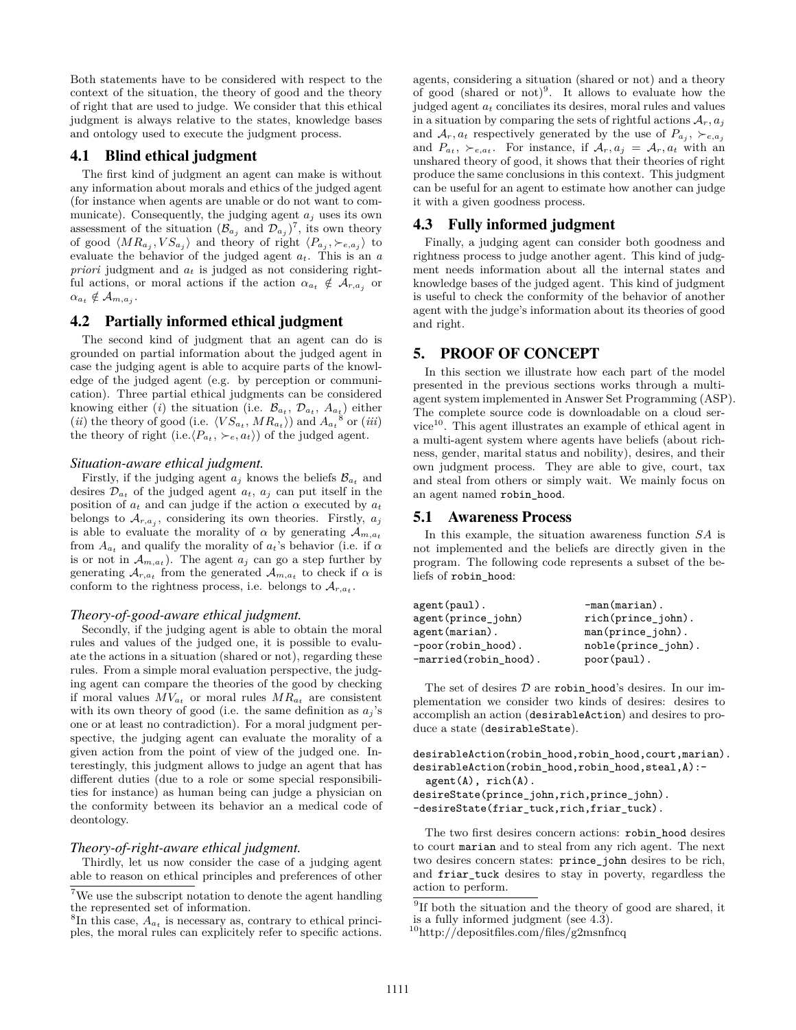Both statements have to be considered with respect to the context of the situation, the theory of good and the theory of right that are used to judge. We consider that this ethical judgment is always relative to the states, knowledge bases and ontology used to execute the judgment process.

## 4.1 Blind ethical judgment

The first kind of judgment an agent can make is without any information about morals and ethics of the judged agent (for instance when agents are unable or do not want to communicate). Consequently, the judging agent $a_j$ uses its own assessment of the situation ($\mathcal{B}_{a_j}$ and $\mathcal{D}_{a_j}$)[7], its own theory of good $\langle MR_{a_j}, VS_{a_j}\rangle$ and theory of right $\langle P_{a_j}, \succ_{e,a_j}\rangle$ to evaluate the behavior of the judged agent $a_t$. This is an *a priori* judgment and $a_t$ is judged as not considering rightful actions, or moral actions if the action $\alpha_{a_t} \notin \mathcal{A}_{r,a_j}$ or $\alpha_{a_t} \notin \mathcal{A}_{m,a_j}$.

## 4.2 Partially informed ethical judgment

The second kind of judgment that an agent can do is grounded on partial information about the judged agent in case the judging agent is able to acquire parts of the knowledge of the judged agent (e.g. by perception or communication). Three partial ethical judgments can be considered knowing either (*i*) the situation (i.e. $\mathcal{B}_{a_t}$, $\mathcal{D}_{a_t}$, $A_{a_t}$) either (*ii*) the theory of good (i.e. $\langle VS_{a_t}, MR_{a_t}\rangle$) and $A_{a_t}$[8] or (*iii*) the theory of right (i.e.$\langle P_{a_t}, \succ_e, a_t\rangle$) of the judged agent.

### *Situation-aware ethical judgment.*

Firstly, if the judging agent $a_j$ knows the beliefs $\mathcal{B}_{a_t}$ and desires $\mathcal{D}_{a_t}$ of the judged agent $a_t$, $a_j$ can put itself in the position of $a_t$ and can judge if the action $\alpha$ executed by $a_t$ belongs to $\mathcal{A}_{r,a_j}$, considering its own theories. Firstly, $a_j$ is able to evaluate the morality of $\alpha$ by generating $\mathcal{A}_{m,a_t}$ from $A_{a_t}$ and qualify the morality of $a_t$'s behavior (i.e. if $\alpha$ is or not in $\mathcal{A}_{m,a_t}$). The agent $a_j$ can go a step further by generating $\mathcal{A}_{r,a_t}$ from the generated $\mathcal{A}_{m,a_t}$ to check if $\alpha$ is conform to the rightness process, i.e. belongs to $\mathcal{A}_{r,a_t}$.

### *Theory-of-good-aware ethical judgment.*

Secondly, if the judging agent is able to obtain the moral rules and values of the judged one, it is possible to evaluate the actions in a situation (shared or not), regarding these rules. From a simple moral evaluation perspective, the judging agent can compare the theories of the good by checking if moral values $MV_{a_t}$ or moral rules $MR_{a_t}$ are consistent with its own theory of good (i.e. the same definition as $a_j$'s one or at least no contradiction). For a moral judgment perspective, the judging agent can evaluate the morality of a given action from the point of view of the judged one. Interestingly, this judgment allows to judge an agent that has different duties (due to a role or some special responsibilities for instance) as human being can judge a physician on the conformity between its behavior an a medical code of deontology.

### *Theory-of-right-aware ethical judgment.*

Thirdly, let us now consider the case of a judging agent able to reason on ethical principles and preferences of other agents, considering a situation (shared or not) and a theory of good (shared or not)[9]. It allows to evaluate how the judged agent $a_t$ conciliates its desires, moral rules and values in a situation by comparing the sets of rightful actions $\mathcal{A}_r, a_j$ and $\mathcal{A}_r, a_t$ respectively generated by the use of $P_{a_j}$, $\succ_{e,a_j}$ and $P_{a_t}$, $\succ_{e,a_t}$. For instance, if $\mathcal{A}_r, a_j = \mathcal{A}_r, a_t$ with an unshared theory of good, it shows that their theories of right produce the same conclusions in this context. This judgment can be useful for an agent to estimate how another can judge it with a given goodness process.

## 4.3 Fully informed judgment

Finally, a judging agent can consider both goodness and rightness process to judge another agent. This kind of judgment needs information about all the internal states and knowledge bases of the judged agent. This kind of judgment is useful to check the conformity of the behavior of another agent with the judge's information about its theories of good and right.

# 5. PROOF OF CONCEPT

In this section we illustrate how each part of the model presented in the previous sections works through a multi-agent system implemented in Answer Set Programming (ASP). The complete source code is downloadable on a cloud service[10]. This agent illustrates an example of ethical agent in a multi-agent system where agents have beliefs (about richness, gender, marital status and nobility), desires, and their own judgment process. They are able to give, court, tax and steal from others or simply wait. We mainly focus on an agent named `robin_hood`.

## 5.1 Awareness Process

In this example, the situation awareness function $SA$ is not implemented and the beliefs are directly given in the program. The following code represents a subset of the beliefs of `robin_hood`:

```
agent(paul).                -man(marian).
agent(prince_john)          rich(prince_john).
agent(marian).              man(prince_john).
-poor(robin_hood).          noble(prince_john).
-married(robin_hood).       poor(paul).
```

The set of desires $\mathcal{D}$ are `robin_hood`'s desires. In our implementation we consider two kinds of desires: desires to accomplish an action (`desirableAction`) and desires to produce a state (`desirableState`).

```
desirableAction(robin_hood,robin_hood,court,marian).
desirableAction(robin_hood,robin_hood,steal,A):-
  agent(A), rich(A).
desireState(prince_john,rich,prince_john).
-desireState(friar_tuck,rich,friar_tuck).
```

The two first desires concern actions: `robin_hood` desires to court `marian` and to steal from any rich agent. The next two desires concern states: `prince_john` desires to be rich, and `friar_tuck` desires to stay in poverty, regardless the action to perform.

---

[7] We use the subscript notation to denote the agent handling the represented set of information.

[8] In this case, $A_{a_t}$ is necessary as, contrary to ethical principles, the moral rules can explicitely refer to specific actions.

[9] If both the situation and the theory of good are shared, it is a fully informed judgment (see 4.3).

[10] http://depositfiles.com/files/g2msnfncq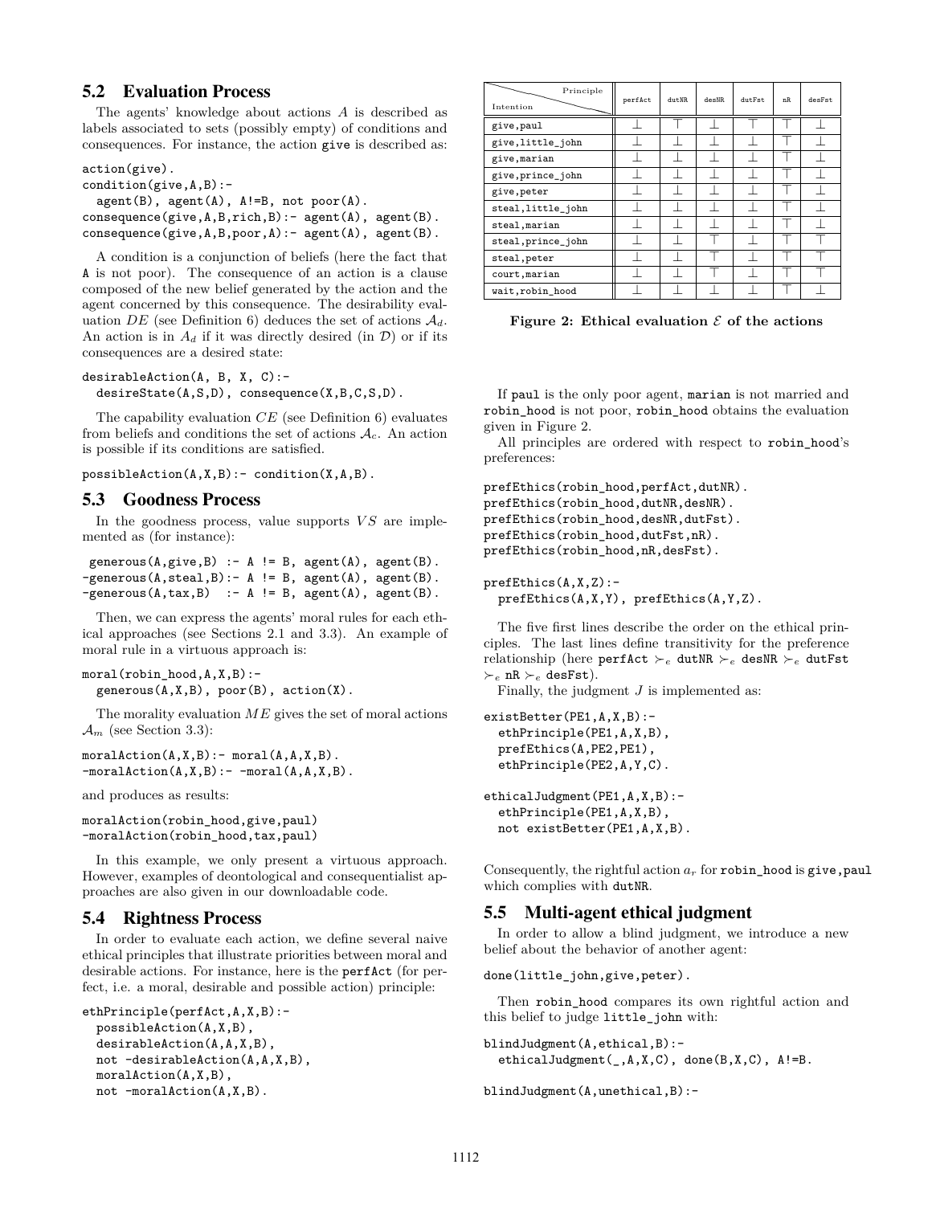## 5.2 Evaluation Process

The agents' knowledge about actions $A$ is described as labels associated to sets (possibly empty) of conditions and consequences. For instance, the action `give` is described as:

```
action(give).
condition(give,A,B):-
  agent(B), agent(A), A!=B, not poor(A).
consequence(give,A,B,rich,B):- agent(A), agent(B).
consequence(give,A,B,poor,A):- agent(A), agent(B).
```

A condition is a conjunction of beliefs (here the fact that `A` is not poor). The consequence of an action is a clause composed of the new belief generated by the action and the agent concerned by this consequence. The desirability evaluation $DE$ (see Definition 6) deduces the set of actions $\mathcal{A}_d$. An action is in $A_d$ if it was directly desired (in $\mathcal{D}$) or if its consequences are a desired state:

```
desirableAction(A, B, X, C):-
  desireState(A,S,D), consequence(X,B,C,S,D).
```

The capability evaluation $CE$ (see Definition 6) evaluates from beliefs and conditions the set of actions $\mathcal{A}_c$. An action is possible if its conditions are satisfied.

```
possibleAction(A,X,B):- condition(X,A,B).
```

## 5.3 Goodness Process

In the goodness process, value supports $VS$ are implemented as (for instance):

```
 generous(A,give,B) :- A != B, agent(A), agent(B).
-generous(A,steal,B):- A != B, agent(A), agent(B).
-generous(A,tax,B)  :- A != B, agent(A), agent(B).
```

Then, we can express the agents' moral rules for each ethical approaches (see Sections 2.1 and 3.3). An example of moral rule in a virtuous approach is:

```
moral(robin_hood,A,X,B):-
  generous(A,X,B), poor(B), action(X).
```

The morality evaluation $ME$ gives the set of moral actions $\mathcal{A}_m$ (see Section 3.3):

```
moralAction(A,X,B):- moral(A,A,X,B).
-moralAction(A,X,B):- -moral(A,A,X,B).
```

and produces as results:

```
moralAction(robin_hood,give,paul)
-moralAction(robin_hood,tax,paul)
```

In this example, we only present a virtuous approach. However, examples of deontological and consequentialist approaches are also given in our downloadable code.

## 5.4 Rightness Process

In order to evaluate each action, we define several naive ethical principles that illustrate priorities between moral and desirable actions. For instance, here is the `perfAct` (for perfect, i.e. a moral, desirable and possible action) principle:

```
ethPrinciple(perfAct,A,X,B):-
  possibleAction(A,X,B),
  desirableAction(A,A,X,B),
  not -desirableAction(A,A,X,B),
  moralAction(A,X,B),
  not -moralAction(A,X,B).
```

| Intention \ Principle | perfAct | dutNR | desNR | dutFst | nR | desFst |
|---|---|---|---|---|---|---|
| give,paul | $\bot$ | $\top$ | $\bot$ | $\top$ | $\top$ | $\bot$ |
| give,little_john | $\bot$ | $\bot$ | $\bot$ | $\bot$ | $\top$ | $\bot$ |
| give,marian | $\bot$ | $\bot$ | $\bot$ | $\bot$ | $\top$ | $\bot$ |
| give,prince_john | $\bot$ | $\bot$ | $\bot$ | $\bot$ | $\top$ | $\bot$ |
| give,peter | $\bot$ | $\bot$ | $\bot$ | $\bot$ | $\top$ | $\bot$ |
| steal,little_john | $\bot$ | $\bot$ | $\bot$ | $\bot$ | $\top$ | $\bot$ |
| steal,marian | $\bot$ | $\bot$ | $\bot$ | $\bot$ | $\top$ | $\bot$ |
| steal,prince_john | $\bot$ | $\bot$ | $\top$ | $\bot$ | $\top$ | $\top$ |
| steal,peter | $\bot$ | $\bot$ | $\top$ | $\bot$ | $\top$ | $\top$ |
| court,marian | $\bot$ | $\bot$ | $\top$ | $\bot$ | $\top$ | $\top$ |
| wait,robin_hood | $\bot$ | $\bot$ | $\bot$ | $\bot$ | $\top$ | $\bot$ |

**Figure 2: Ethical evaluation $\mathcal{E}$ of the actions**

If `paul` is the only poor agent, `marian` is not married and `robin_hood` is not poor, `robin_hood` obtains the evaluation given in Figure 2.

All principles are ordered with respect to `robin_hood`'s preferences:

```
prefEthics(robin_hood,perfAct,dutNR).
prefEthics(robin_hood,dutNR,desNR).
prefEthics(robin_hood,desNR,dutFst).
prefEthics(robin_hood,dutFst,nR).
prefEthics(robin_hood,nR,desFst).

prefEthics(A,X,Z):-
  prefEthics(A,X,Y), prefEthics(A,Y,Z).
```

The five first lines describe the order on the ethical principles. The last lines define transitivity for the preference relationship (here `perfAct` $\succ_e$ `dutNR` $\succ_e$ `desNR` $\succ_e$ `dutFst` $\succ_e$ `nR` $\succ_e$ `desFst`).

Finally, the judgment $J$ is implemented as:

```
existBetter(PE1,A,X,B):-
  ethPrinciple(PE1,A,X,B),
  prefEthics(A,PE2,PE1),
  ethPrinciple(PE2,A,Y,C).

ethicalJudgment(PE1,A,X,B):-
  ethPrinciple(PE1,A,X,B),
  not existBetter(PE1,A,X,B).
```

Consequently, the rightful action $a_r$ for `robin_hood` is `give,paul` which complies with `dutNR`.

## 5.5 Multi-agent ethical judgment

In order to allow a blind judgment, we introduce a new belief about the behavior of another agent:

```
done(little_john,give,peter).
```

Then `robin_hood` compares its own rightful action and this belief to judge `little_john` with:

```
blindJudgment(A,ethical,B):-
  ethicalJudgment(_,A,X,C), done(B,X,C), A!=B.

blindJudgment(A,unethical,B):-
```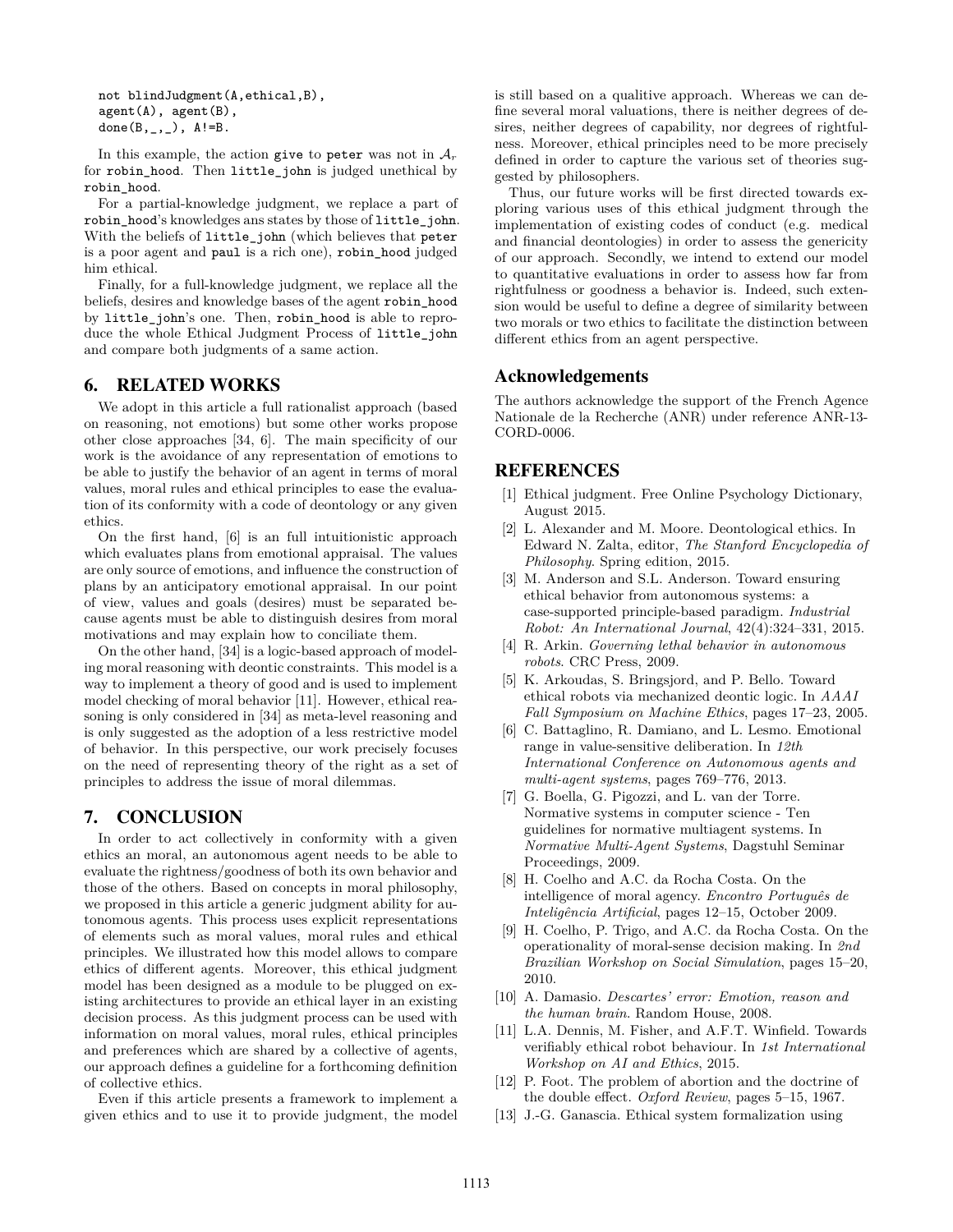```
not blindJudgment(A,ethical,B),
agent(A), agent(B),
done(B,_,_), A!=B.
```

In this example, the action give to peter was not in $\mathcal{A}_r$ for robin_hood. Then little_john is judged unethical by robin_hood.

For a partial-knowledge judgment, we replace a part of robin_hood's knowledges ans states by those of little_john. With the beliefs of little_john (which believes that peter is a poor agent and paul is a rich one), robin_hood judged him ethical.

Finally, for a full-knowledge judgment, we replace all the beliefs, desires and knowledge bases of the agent robin_hood by little_john's one. Then, robin_hood is able to reproduce the whole Ethical Judgment Process of little_john and compare both judgments of a same action.

## 6. RELATED WORKS

We adopt in this article a full rationalist approach (based on reasoning, not emotions) but some other works propose other close approaches [34, 6]. The main specificity of our work is the avoidance of any representation of emotions to be able to justify the behavior of an agent in terms of moral values, moral rules and ethical principles to ease the evaluation of its conformity with a code of deontology or any given ethics.

On the first hand, [6] is an full intuitionistic approach which evaluates plans from emotional appraisal. The values are only source of emotions, and influence the construction of plans by an anticipatory emotional appraisal. In our point of view, values and goals (desires) must be separated because agents must be able to distinguish desires from moral motivations and may explain how to conciliate them.

On the other hand, [34] is a logic-based approach of modeling moral reasoning with deontic constraints. This model is a way to implement a theory of good and is used to implement model checking of moral behavior [11]. However, ethical reasoning is only considered in [34] as meta-level reasoning and is only suggested as the adoption of a less restrictive model of behavior. In this perspective, our work precisely focuses on the need of representing theory of the right as a set of principles to address the issue of moral dilemmas.

## 7. CONCLUSION

In order to act collectively in conformity with a given ethics an moral, an autonomous agent needs to be able to evaluate the rightness/goodness of both its own behavior and those of the others. Based on concepts in moral philosophy, we proposed in this article a generic judgment ability for autonomous agents. This process uses explicit representations of elements such as moral values, moral rules and ethical principles. We illustrated how this model allows to compare ethics of different agents. Moreover, this ethical judgment model has been designed as a module to be plugged on existing architectures to provide an ethical layer in an existing decision process. As this judgment process can be used with information on moral values, moral rules, ethical principles and preferences which are shared by a collective of agents, our approach defines a guideline for a forthcoming definition of collective ethics.

Even if this article presents a framework to implement a given ethics and to use it to provide judgment, the model is still based on a qualitive approach. Whereas we can define several moral valuations, there is neither degrees of desires, neither degrees of capability, nor degrees of rightfulness. Moreover, ethical principles need to be more precisely defined in order to capture the various set of theories suggested by philosophers.

Thus, our future works will be first directed towards exploring various uses of this ethical judgment through the implementation of existing codes of conduct (e.g. medical and financial deontologies) in order to assess the genericity of our approach. Secondly, we intend to extend our model to quantitative evaluations in order to assess how far from rightfulness or goodness a behavior is. Indeed, such extension would be useful to define a degree of similarity between two morals or two ethics to facilitate the distinction between different ethics from an agent perspective.

## Acknowledgements

The authors acknowledge the support of the French Agence Nationale de la Recherche (ANR) under reference ANR-13-CORD-0006.

## REFERENCES

[1] Ethical judgment. Free Online Psychology Dictionary, August 2015.

[2] L. Alexander and M. Moore. Deontological ethics. In Edward N. Zalta, editor, *The Stanford Encyclopedia of Philosophy*. Spring edition, 2015.

[3] M. Anderson and S.L. Anderson. Toward ensuring ethical behavior from autonomous systems: a case-supported principle-based paradigm. *Industrial Robot: An International Journal*, 42(4):324–331, 2015.

[4] R. Arkin. *Governing lethal behavior in autonomous robots*. CRC Press, 2009.

[5] K. Arkoudas, S. Bringsjord, and P. Bello. Toward ethical robots via mechanized deontic logic. In *AAAI Fall Symposium on Machine Ethics*, pages 17–23, 2005.

[6] C. Battaglino, R. Damiano, and L. Lesmo. Emotional range in value-sensitive deliberation. In *12th International Conference on Autonomous agents and multi-agent systems*, pages 769–776, 2013.

[7] G. Boella, G. Pigozzi, and L. van der Torre. Normative systems in computer science - Ten guidelines for normative multiagent systems. In *Normative Multi-Agent Systems*, Dagstuhl Seminar Proceedings, 2009.

[8] H. Coelho and A.C. da Rocha Costa. On the intelligence of moral agency. *Encontro Português de Inteligência Artificial*, pages 12–15, October 2009.

[9] H. Coelho, P. Trigo, and A.C. da Rocha Costa. On the operationality of moral-sense decision making. In *2nd Brazilian Workshop on Social Simulation*, pages 15–20, 2010.

[10] A. Damasio. *Descartes' error: Emotion, reason and the human brain*. Random House, 2008.

[11] L.A. Dennis, M. Fisher, and A.F.T. Winfield. Towards verifiably ethical robot behaviour. In *1st International Workshop on AI and Ethics*, 2015.

[12] P. Foot. The problem of abortion and the doctrine of the double effect. *Oxford Review*, pages 5–15, 1967.

[13] J.-G. Ganascia. Ethical system formalization using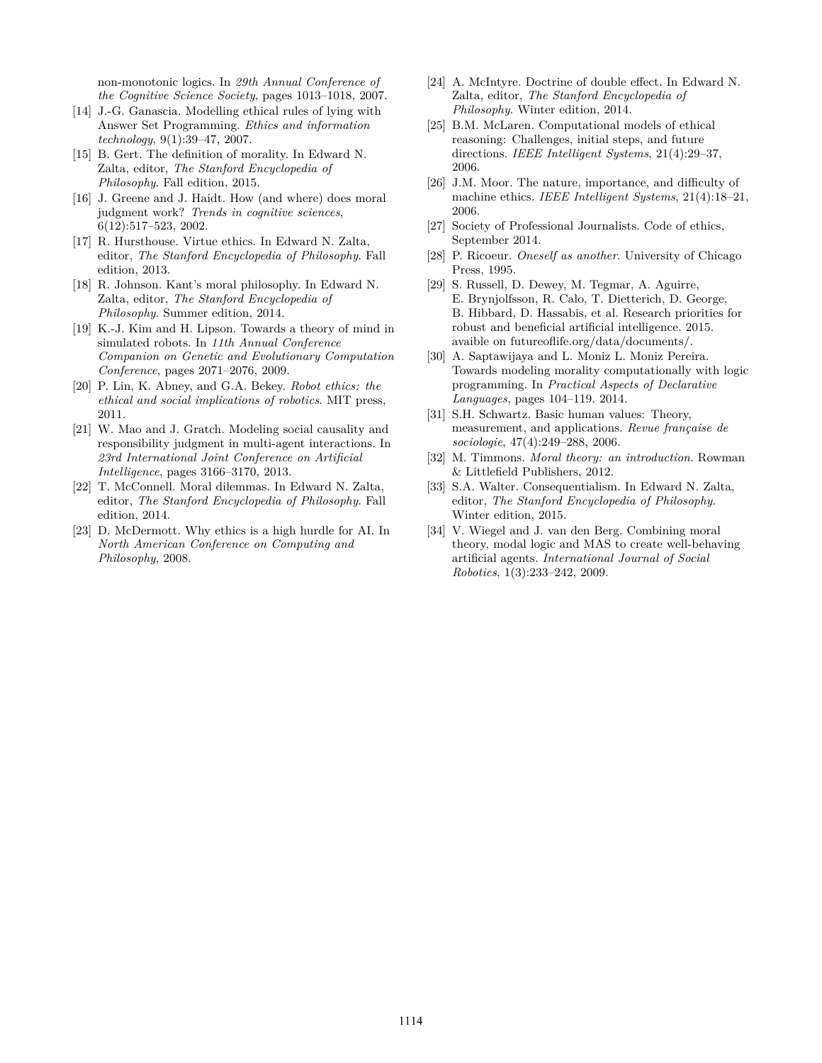non-monotonic logics. In *29th Annual Conference of the Cognitive Science Society*, pages 1013–1018, 2007.

[14] J.-G. Ganascia. Modelling ethical rules of lying with Answer Set Programming. *Ethics and information technology*, 9(1):39–47, 2007.

[15] B. Gert. The definition of morality. In Edward N. Zalta, editor, *The Stanford Encyclopedia of Philosophy*. Fall edition, 2015.

[16] J. Greene and J. Haidt. How (and where) does moral judgment work? *Trends in cognitive sciences*, 6(12):517–523, 2002.

[17] R. Hursthouse. Virtue ethics. In Edward N. Zalta, editor, *The Stanford Encyclopedia of Philosophy*. Fall edition, 2013.

[18] R. Johnson. Kant's moral philosophy. In Edward N. Zalta, editor, *The Stanford Encyclopedia of Philosophy*. Summer edition, 2014.

[19] K.-J. Kim and H. Lipson. Towards a theory of mind in simulated robots. In *11th Annual Conference Companion on Genetic and Evolutionary Computation Conference*, pages 2071–2076, 2009.

[20] P. Lin, K. Abney, and G.A. Bekey. *Robot ethics: the ethical and social implications of robotics*. MIT press, 2011.

[21] W. Mao and J. Gratch. Modeling social causality and responsibility judgment in multi-agent interactions. In *23rd International Joint Conference on Artificial Intelligence*, pages 3166–3170, 2013.

[22] T. McConnell. Moral dilemmas. In Edward N. Zalta, editor, *The Stanford Encyclopedia of Philosophy*. Fall edition, 2014.

[23] D. McDermott. Why ethics is a high hurdle for AI. In *North American Conference on Computing and Philosophy*, 2008.

[24] A. McIntyre. Doctrine of double effect. In Edward N. Zalta, editor, *The Stanford Encyclopedia of Philosophy*. Winter edition, 2014.

[25] B.M. McLaren. Computational models of ethical reasoning: Challenges, initial steps, and future directions. *IEEE Intelligent Systems*, 21(4):29–37, 2006.

[26] J.M. Moor. The nature, importance, and difficulty of machine ethics. *IEEE Intelligent Systems*, 21(4):18–21, 2006.

[27] Society of Professional Journalists. Code of ethics, September 2014.

[28] P. Ricoeur. *Oneself as another*. University of Chicago Press, 1995.

[29] S. Russell, D. Dewey, M. Tegmar, A. Aguirre, E. Brynjolfsson, R. Calo, T. Dietterich, D. George, B. Hibbard, D. Hassabis, et al. Research priorities for robust and beneficial artificial intelligence. 2015. avaible on futureoflife.org/data/documents/.

[30] A. Saptawijaya and L. Moniz L. Moniz Pereira. Towards modeling morality computationally with logic programming. In *Practical Aspects of Declarative Languages*, pages 104–119. 2014.

[31] S.H. Schwartz. Basic human values: Theory, measurement, and applications. *Revue française de sociologie*, 47(4):249–288, 2006.

[32] M. Timmons. *Moral theory: an introduction*. Rowman & Littlefield Publishers, 2012.

[33] S.A. Walter. Consequentialism. In Edward N. Zalta, editor, *The Stanford Encyclopedia of Philosophy*. Winter edition, 2015.

[34] V. Wiegel and J. van den Berg. Combining moral theory, modal logic and MAS to create well-behaving artificial agents. *International Journal of Social Robotics*, 1(3):233–242, 2009.